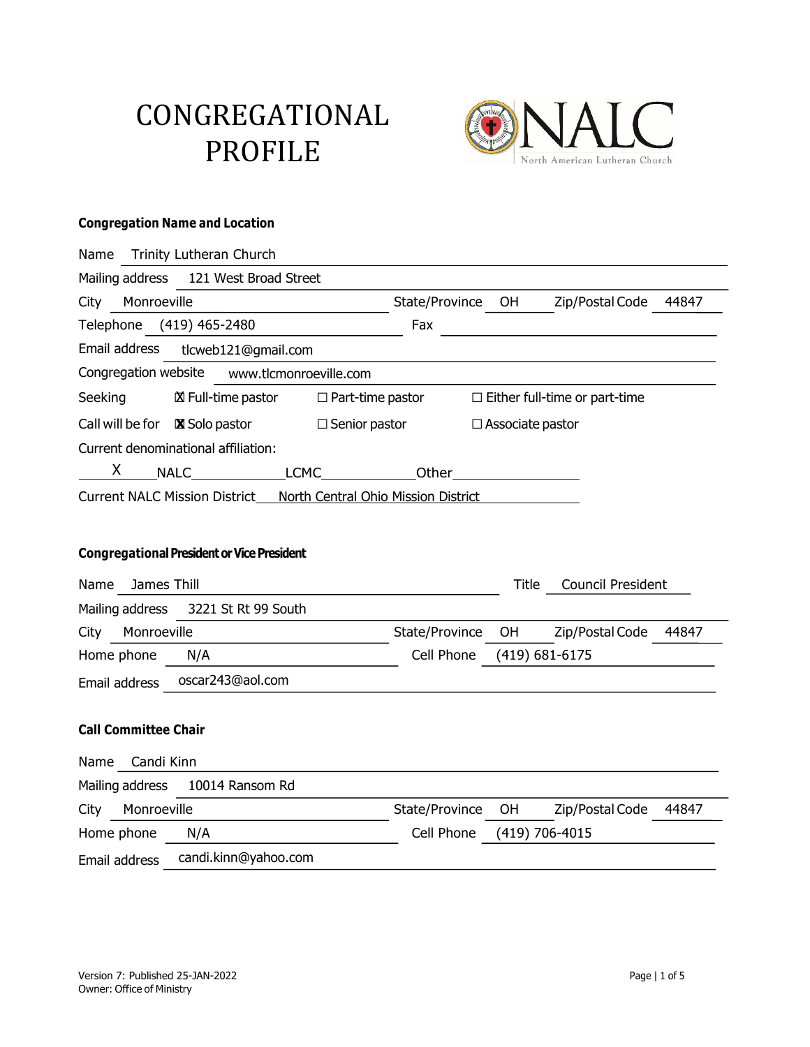# CONGREGATIONAL PROFILE

NALC
North American Lutheran Church

**Congregation Name and Location**

Name Trinity Lutheran Church

Mailing address 121 West Broad Street

City Monroeville State/Province OH Zip/Postal Code 44847

Telephone (419) 465-2480 Fax

Email address tlcweb121@gmail.com

Congregation website www.tlcmonroeville.com

Seeking ☒ Full-time pastor ☐ Part-time pastor ☐ Either full-time or part-time

Call will be for ☒ Solo pastor ☐ Senior pastor ☐ Associate pastor

Current denominational affiliation:

X NALC ___ LCMC ___ Other ___

Current NALC Mission District North Central Ohio Mission District

**Congregational President or Vice President**

Name James Thill Title Council President

Mailing address 3221 St Rt 99 South

City Monroeville State/Province OH Zip/Postal Code 44847

Home phone N/A Cell Phone (419) 681-6175

Email address oscar243@aol.com

**Call Committee Chair**

Name Candi Kinn

Mailing address 10014 Ransom Rd

City Monroeville State/Province OH Zip/Postal Code 44847

Home phone N/A Cell Phone (419) 706-4015

Email address candi.kinn@yahoo.com

Version 7: Published 25-JAN-2022
Owner: Office of Ministry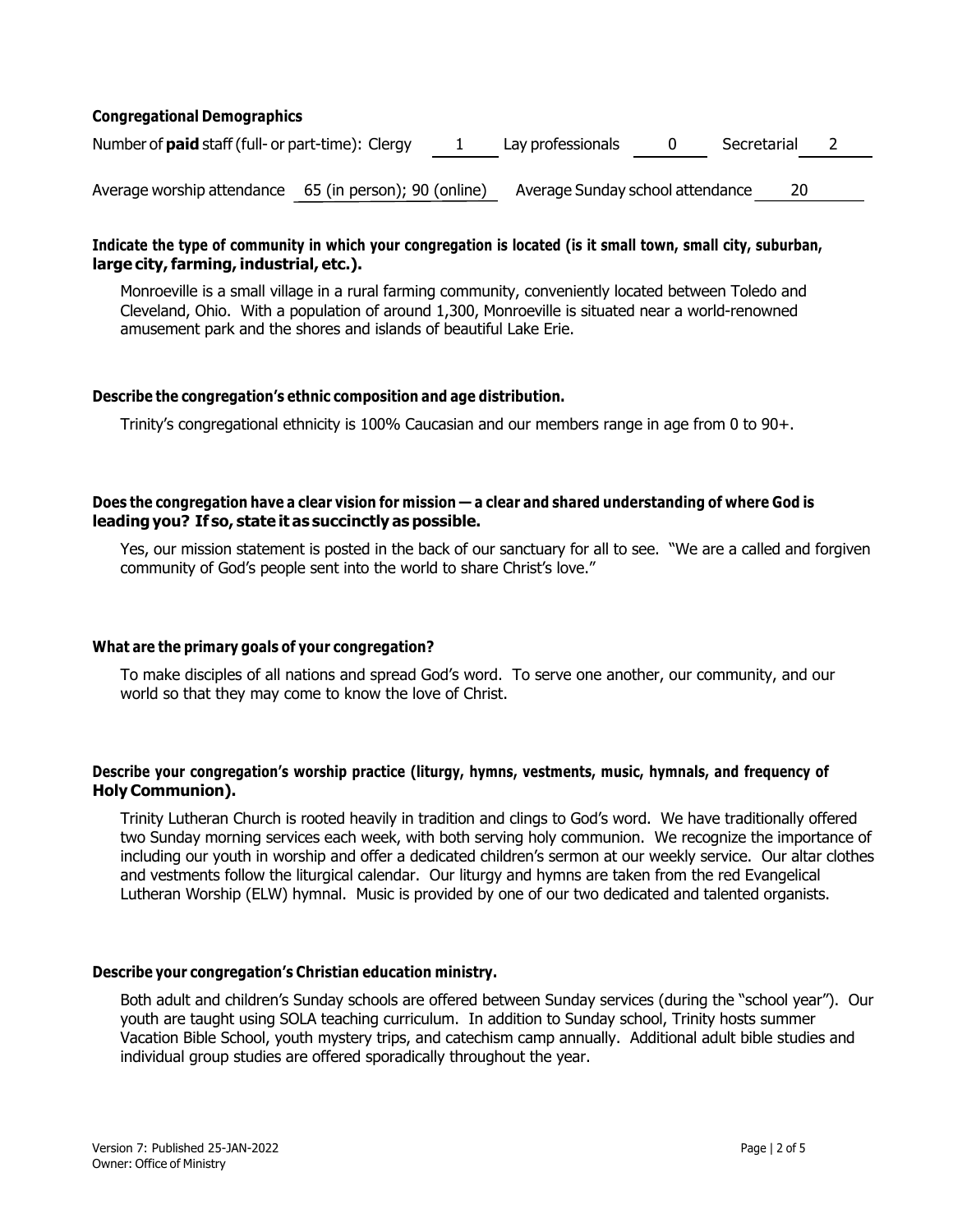**Congregational Demographics**

Number of **paid** staff (full- or part-time): Clergy 1 Lay professionals 0 Secretarial 2

Average worship attendance 65 (in person); 90 (online) Average Sunday school attendance 20

**Indicate the type of community in which your congregation is located (is it small town, small city, suburban, large city, farming, industrial, etc.).**

Monroeville is a small village in a rural farming community, conveniently located between Toledo and Cleveland, Ohio. With a population of around 1,300, Monroeville is situated near a world-renowned amusement park and the shores and islands of beautiful Lake Erie.

**Describe the congregation's ethnic composition and age distribution.**

Trinity's congregational ethnicity is 100% Caucasian and our members range in age from 0 to 90+.

**Does the congregation have a clear vision for mission — a clear and shared understanding of where God is leading you? If so, state it as succinctly as possible.**

Yes, our mission statement is posted in the back of our sanctuary for all to see. "We are a called and forgiven community of God's people sent into the world to share Christ's love."

**What are the primary goals of your congregation?**

To make disciples of all nations and spread God's word. To serve one another, our community, and our world so that they may come to know the love of Christ.

**Describe your congregation's worship practice (liturgy, hymns, vestments, music, hymnals, and frequency of Holy Communion).**

Trinity Lutheran Church is rooted heavily in tradition and clings to God's word. We have traditionally offered two Sunday morning services each week, with both serving holy communion. We recognize the importance of including our youth in worship and offer a dedicated children's sermon at our weekly service. Our altar clothes and vestments follow the liturgical calendar. Our liturgy and hymns are taken from the red Evangelical Lutheran Worship (ELW) hymnal. Music is provided by one of our two dedicated and talented organists.

**Describe your congregation's Christian education ministry.**

Both adult and children's Sunday schools are offered between Sunday services (during the "school year"). Our youth are taught using SOLA teaching curriculum. In addition to Sunday school, Trinity hosts summer Vacation Bible School, youth mystery trips, and catechism camp annually. Additional adult bible studies and individual group studies are offered sporadically throughout the year.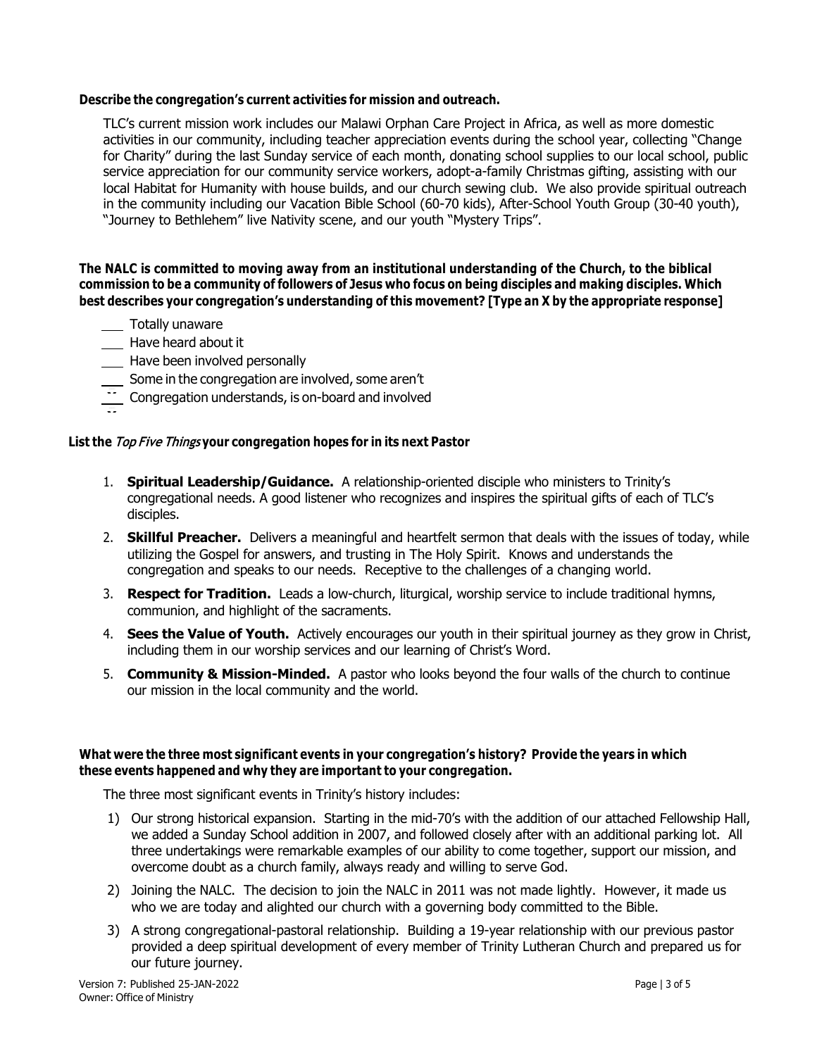**Describe the congregation's current activities for mission and outreach.**

TLC's current mission work includes our Malawi Orphan Care Project in Africa, as well as more domestic activities in our community, including teacher appreciation events during the school year, collecting "Change for Charity" during the last Sunday service of each month, donating school supplies to our local school, public service appreciation for our community service workers, adopt-a-family Christmas gifting, assisting with our local Habitat for Humanity with house builds, and our church sewing club. We also provide spiritual outreach in the community including our Vacation Bible School (60-70 kids), After-School Youth Group (30-40 youth), "Journey to Bethlehem" live Nativity scene, and our youth "Mystery Trips".

**The NALC is committed to moving away from an institutional understanding of the Church, to the biblical commission to be a community of followers of Jesus who focus on being disciples and making disciples. Which best describes your congregation's understanding of this movement? [Type an X by the appropriate response]**

- ___ Totally unaware
- ___ Have heard about it
- ___ Have been involved personally
- ___ Some in the congregation are involved, some aren't
- ___ Congregation understands, is on-board and involved

**List the *Top Five Things* your congregation hopes for in its next Pastor**

1. **Spiritual Leadership/Guidance.** A relationship-oriented disciple who ministers to Trinity's congregational needs. A good listener who recognizes and inspires the spiritual gifts of each of TLC's disciples.
2. **Skillful Preacher.** Delivers a meaningful and heartfelt sermon that deals with the issues of today, while utilizing the Gospel for answers, and trusting in The Holy Spirit. Knows and understands the congregation and speaks to our needs. Receptive to the challenges of a changing world.
3. **Respect for Tradition.** Leads a low-church, liturgical, worship service to include traditional hymns, communion, and highlight of the sacraments.
4. **Sees the Value of Youth.** Actively encourages our youth in their spiritual journey as they grow in Christ, including them in our worship services and our learning of Christ's Word.
5. **Community & Mission-Minded.** A pastor who looks beyond the four walls of the church to continue our mission in the local community and the world.

**What were the three most significant events in your congregation's history? Provide the years in which these events happened and why they are important to your congregation.**

The three most significant events in Trinity's history includes:

1) Our strong historical expansion. Starting in the mid-70's with the addition of our attached Fellowship Hall, we added a Sunday School addition in 2007, and followed closely after with an additional parking lot. All three undertakings were remarkable examples of our ability to come together, support our mission, and overcome doubt as a church family, always ready and willing to serve God.
2) Joining the NALC. The decision to join the NALC in 2011 was not made lightly. However, it made us who we are today and alighted our church with a governing body committed to the Bible.
3) A strong congregational-pastoral relationship. Building a 19-year relationship with our previous pastor provided a deep spiritual development of every member of Trinity Lutheran Church and prepared us for our future journey.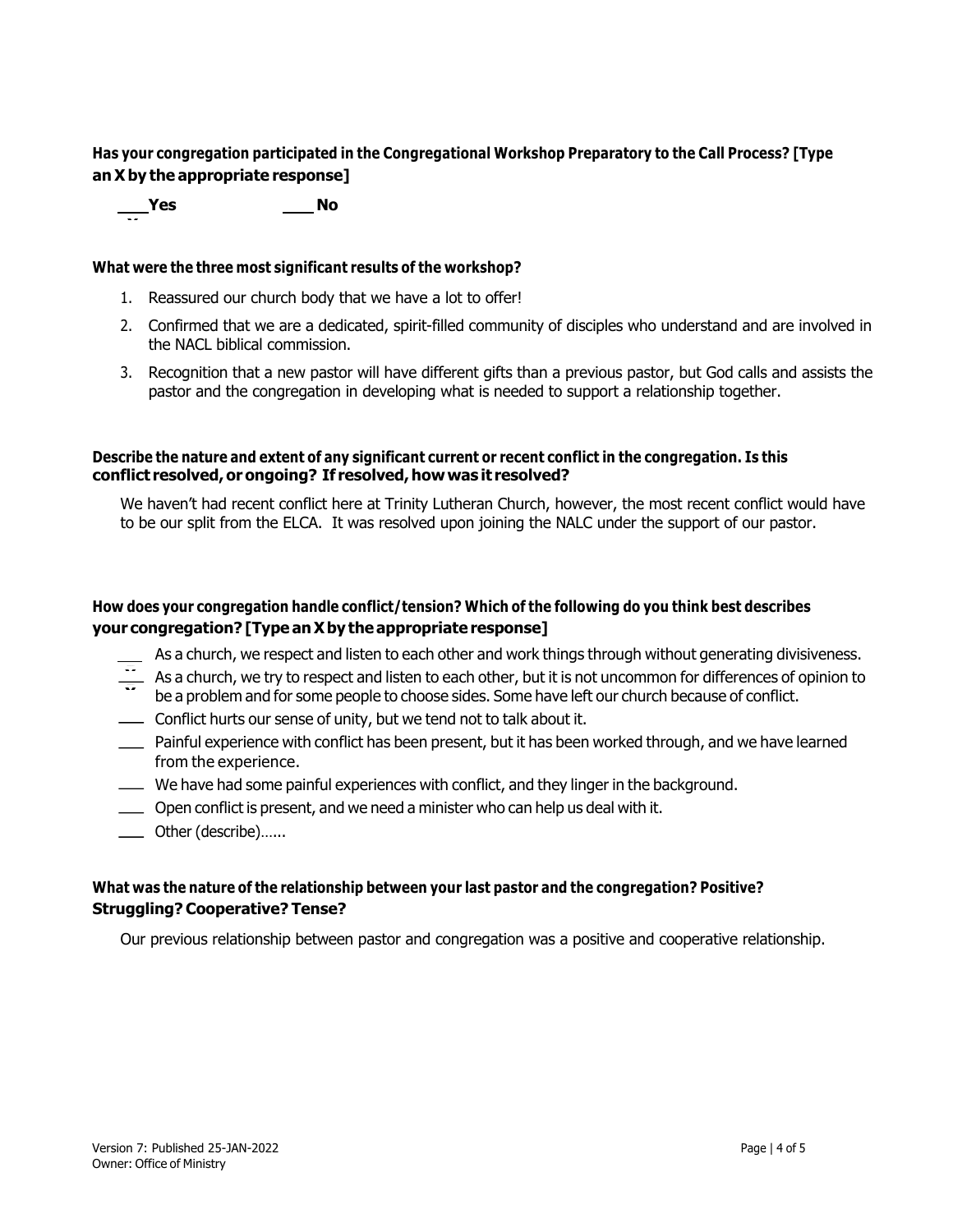**Has your congregation participated in the Congregational Workshop Preparatory to the Call Process? [Type an X by the appropriate response]**

X **Yes** ___ **No**

**What were the three most significant results of the workshop?**

1. Reassured our church body that we have a lot to offer!
2. Confirmed that we are a dedicated, spirit-filled community of disciples who understand and are involved in the NACL biblical commission.
3. Recognition that a new pastor will have different gifts than a previous pastor, but God calls and assists the pastor and the congregation in developing what is needed to support a relationship together.

**Describe the nature and extent of any significant current or recent conflict in the congregation. Is this conflict resolved, or ongoing? If resolved, how was it resolved?**

We haven't had recent conflict here at Trinity Lutheran Church, however, the most recent conflict would have to be our split from the ELCA. It was resolved upon joining the NALC under the support of our pastor.

**How does your congregation handle conflict/tension? Which of the following do you think best describes your congregation? [Type an X by the appropriate response]**

- ___ As a church, we respect and listen to each other and work things through without generating divisiveness.
- X As a church, we try to respect and listen to each other, but it is not uncommon for differences of opinion to be a problem and for some people to choose sides. Some have left our church because of conflict.
- ___ Conflict hurts our sense of unity, but we tend not to talk about it.
- ___ Painful experience with conflict has been present, but it has been worked through, and we have learned from the experience.
- ___ We have had some painful experiences with conflict, and they linger in the background.
- ___ Open conflict is present, and we need a minister who can help us deal with it.
- ___ Other (describe)…...

**What was the nature of the relationship between your last pastor and the congregation? Positive? Struggling? Cooperative? Tense?**

Our previous relationship between pastor and congregation was a positive and cooperative relationship.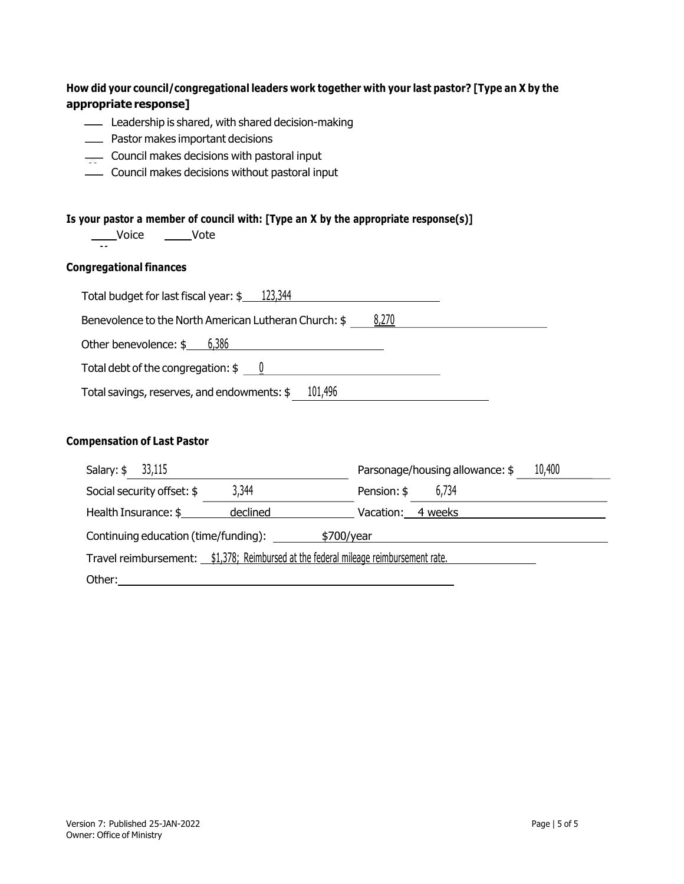**How did your council/congregational leaders work together with your last pastor? [Type an X by the appropriate response]**

- ___ Leadership is shared, with shared decision-making
- ___ Pastor makes important decisions
- ___ Council makes decisions with pastoral input
- ___ Council makes decisions without pastoral input

**Is your pastor a member of council with: [Type an X by the appropriate response(s)]**

____Voice ____Vote

**Congregational finances**

Total budget for last fiscal year: $ 123,344

Benevolence to the North American Lutheran Church: $ 8,270

Other benevolence: $ 6,386

Total debt of the congregation: $ 0

Total savings, reserves, and endowments: $ 101,496

**Compensation of Last Pastor**

Salary: $ 33,115

Parsonage/housing allowance: $ 10,400

Social security offset: $ 3,344

Pension: $ 6,734

Health Insurance: $ declined

Vacation: 4 weeks

Continuing education (time/funding): $700/year

Travel reimbursement: $1,378; Reimbursed at the federal mileage reimbursement rate.

Other: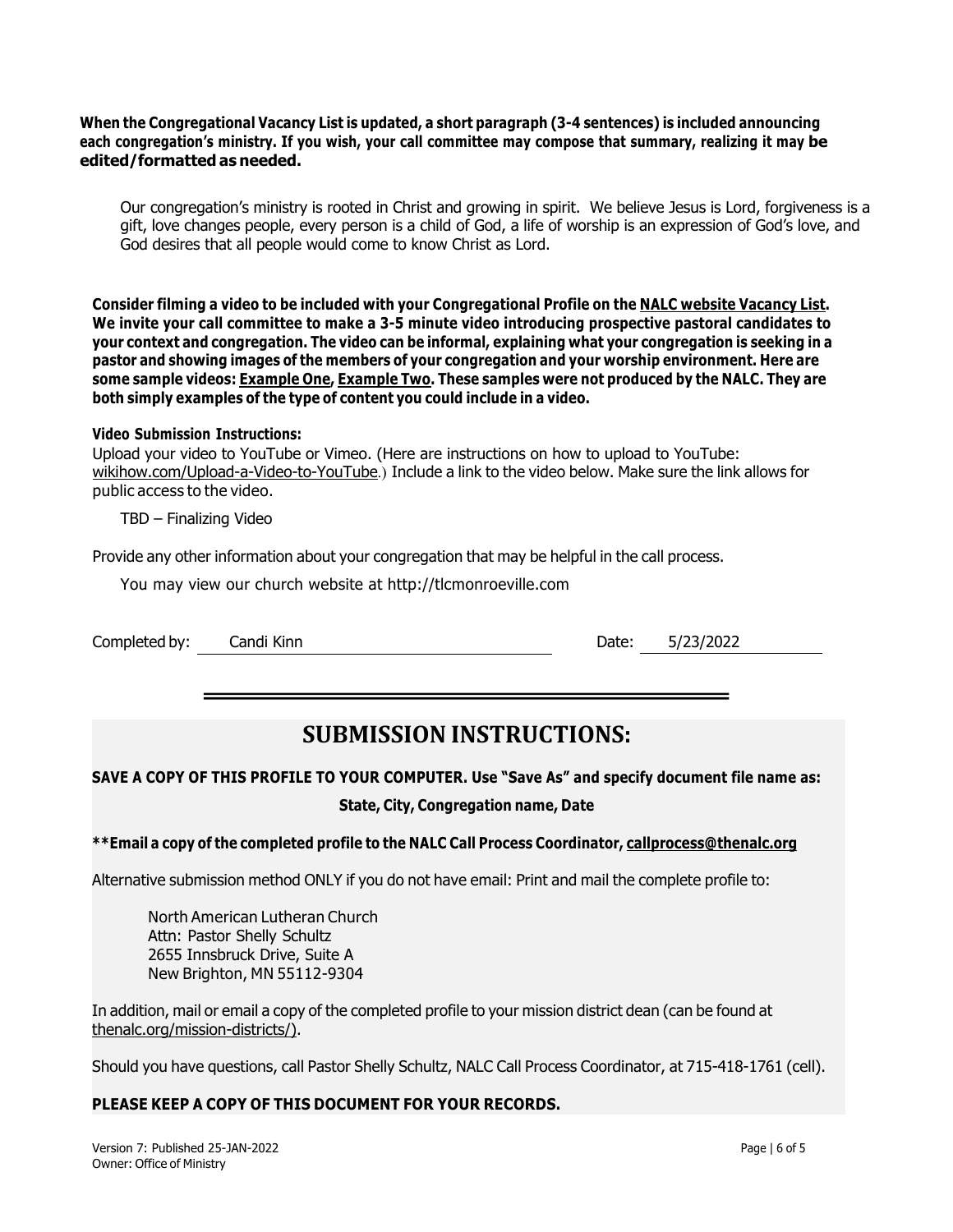**When the Congregational Vacancy List is updated, a short paragraph (3-4 sentences) is included announcing each congregation's ministry. If you wish, your call committee may compose that summary, realizing it may be edited/formatted as needed.**

Our congregation's ministry is rooted in Christ and growing in spirit. We believe Jesus is Lord, forgiveness is a gift, love changes people, every person is a child of God, a life of worship is an expression of God's love, and God desires that all people would come to know Christ as Lord.

**Consider filming a video to be included with your Congregational Profile on the NALC website Vacancy List. We invite your call committee to make a 3-5 minute video introducing prospective pastoral candidates to your context and congregation. The video can be informal, explaining what your congregation is seeking in a pastor and showing images of the members of your congregation and your worship environment. Here are some sample videos: Example One, Example Two. These samples were not produced by the NALC. They are both simply examples of the type of content you could include in a video.**

**Video Submission Instructions:**

Upload your video to YouTube or Vimeo. (Here are instructions on how to upload to YouTube: wikihow.com/Upload-a-Video-to-YouTube.) Include a link to the video below. Make sure the link allows for public access to the video.

TBD – Finalizing Video

Provide any other information about your congregation that may be helpful in the call process.

You may view our church website at http://tlcmonroeville.com

Completed by: Candi Kinn    Date: 5/23/2022

# SUBMISSION INSTRUCTIONS:

**SAVE A COPY OF THIS PROFILE TO YOUR COMPUTER. Use "Save As" and specify document file name as:**

**State, City, Congregation name, Date**

**\*\*Email a copy of the completed profile to the NALC Call Process Coordinator, callprocess@thenalc.org**

Alternative submission method ONLY if you do not have email: Print and mail the complete profile to:

North American Lutheran Church
Attn: Pastor Shelly Schultz
2655 Innsbruck Drive, Suite A
New Brighton, MN 55112-9304

In addition, mail or email a copy of the completed profile to your mission district dean (can be found at thenalc.org/mission-districts/).

Should you have questions, call Pastor Shelly Schultz, NALC Call Process Coordinator, at 715-418-1761 (cell).

**PLEASE KEEP A COPY OF THIS DOCUMENT FOR YOUR RECORDS.**

Version 7: Published 25-JAN-2022
Owner: Office of Ministry